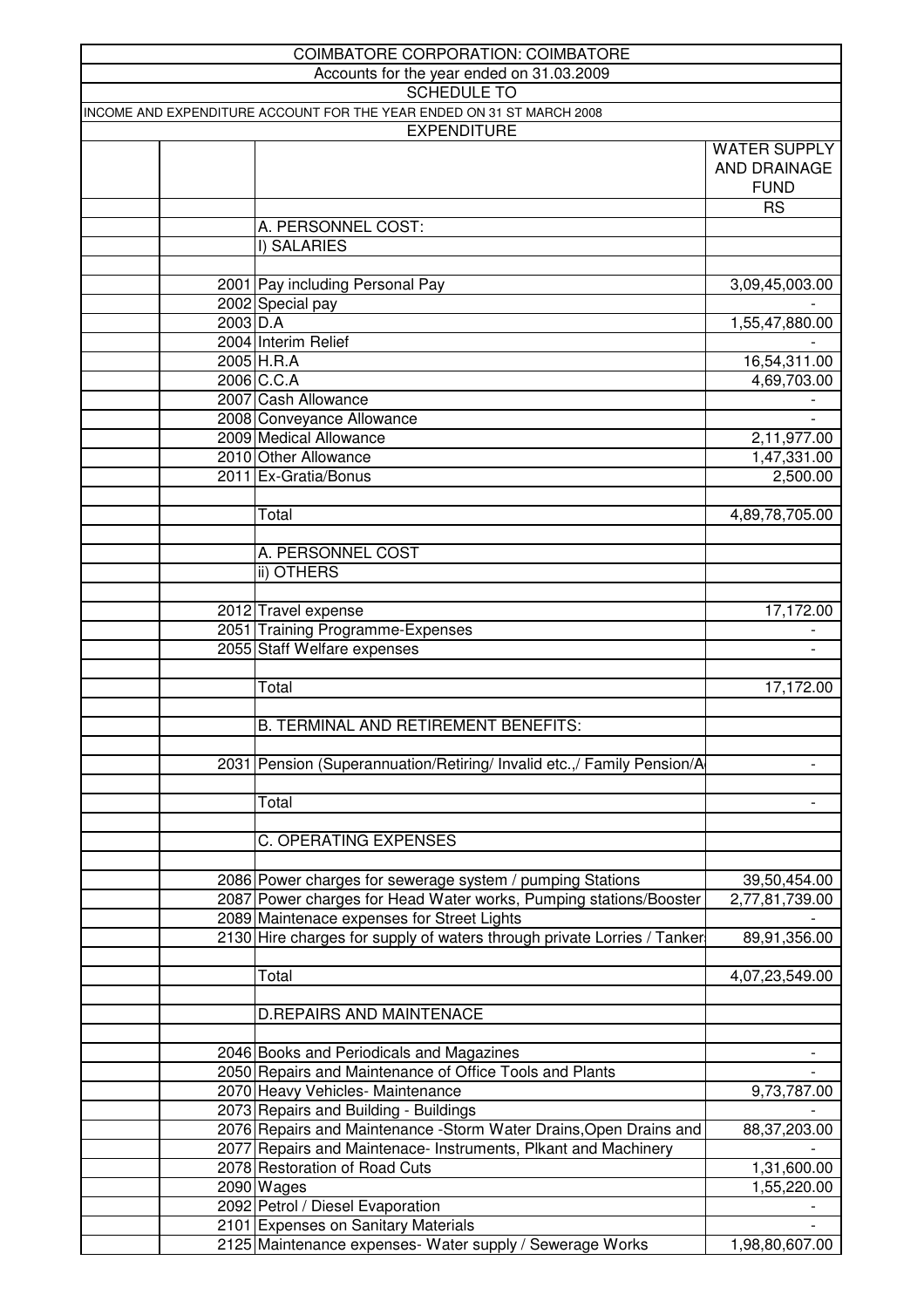| | | | |
|---|---|---|---|
| COIMBATORE CORPORATION: COIMBATORE | | | |
| Accounts for the year ended on 31.03.2009 | | | |
| SCHEDULE TO | | | |
| INCOME AND EXPENDITURE ACCOUNT FOR THE YEAR ENDED ON 31 ST MARCH 2008 | | | |
| EXPENDITURE | | | |
| | | | WATER SUPPLY AND DRAINAGE FUND |
| | | | RS |
| | | A. PERSONNEL COST: | |
| | | I) SALARIES | |
| | | | |
| | 2001 | Pay including Personal Pay | 3,09,45,003.00 |
| | 2002 | Special pay | - |
| | 2003 | D.A | 1,55,47,880.00 |
| | 2004 | Interim Relief | - |
| | 2005 | H.R.A | 16,54,311.00 |
| | 2006 | C.C.A | 4,69,703.00 |
| | 2007 | Cash Allowance | - |
| | 2008 | Conveyance Allowance | - |
| | 2009 | Medical Allowance | 2,11,977.00 |
| | 2010 | Other Allowance | 1,47,331.00 |
| | 2011 | Ex-Gratia/Bonus | 2,500.00 |
| | | | |
| | | Total | 4,89,78,705.00 |
| | | | |
| | | A. PERSONNEL COST | |
| | | ii) OTHERS | |
| | | | |
| | 2012 | Travel expense | 17,172.00 |
| | 2051 | Training Programme-Expenses | - |
| | 2055 | Staff Welfare expenses | - |
| | | | |
| | | Total | 17,172.00 |
| | | | |
| | | B. TERMINAL AND RETIREMENT BENEFITS: | |
| | | | |
| | 2031 | Pension (Superannuation/Retiring/ Invalid etc.,/ Family Pension/A | - |
| | | | |
| | | Total | - |
| | | | |
| | | C. OPERATING EXPENSES | |
| | | | |
| | 2086 | Power charges for sewerage system / pumping Stations | 39,50,454.00 |
| | 2087 | Power charges for Head Water works, Pumping stations/Booster | 2,77,81,739.00 |
| | 2089 | Maintenace expenses for Street Lights | - |
| | 2130 | Hire charges for supply of waters through private Lorries / Tanker | 89,91,356.00 |
| | | | |
| | | Total | 4,07,23,549.00 |
| | | | |
| | | D.REPAIRS AND MAINTENACE | |
| | | | |
| | 2046 | Books and Periodicals and Magazines | - |
| | 2050 | Repairs and Maintenance of Office Tools and Plants | - |
| | 2070 | Heavy Vehicles- Maintenance | 9,73,787.00 |
| | 2073 | Repairs and Building - Buildings | - |
| | 2076 | Repairs and Maintenance -Storm Water Drains,Open Drains and | 88,37,203.00 |
| | 2077 | Repairs and Maintenace- Instruments, Plkant and Machinery | - |
| | 2078 | Restoration of Road Cuts | 1,31,600.00 |
| | 2090 | Wages | 1,55,220.00 |
| | 2092 | Petrol / Diesel Evaporation | - |
| | 2101 | Expenses on Sanitary Materials | - |
| | 2125 | Maintenance expenses- Water supply / Sewerage Works | 1,98,80,607.00 |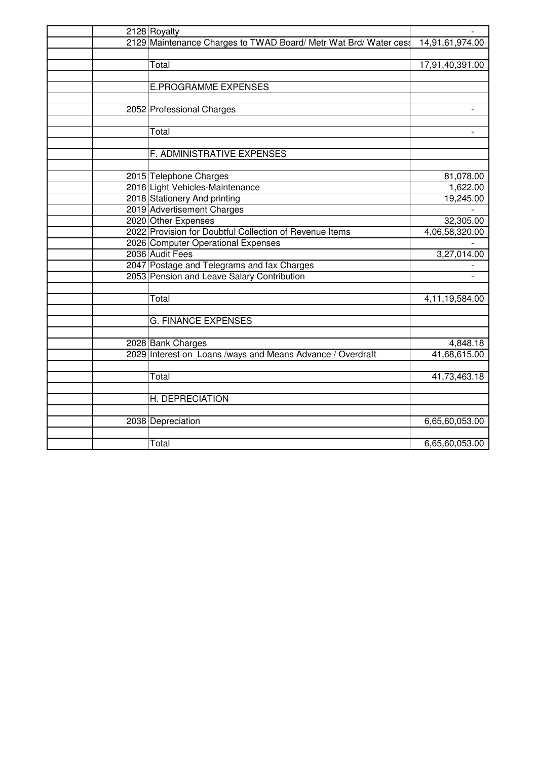| | | | |
|---|---|---|---|
| | 2128 | Royalty | - |
| | 2129 | Maintenance Charges to TWAD Board/ Metr Wat Brd/ Water cess | 14,91,61,974.00 |
| | | | |
| | | Total | 17,91,40,391.00 |
| | | | |
| | | E.PROGRAMME EXPENSES | |
| | | | |
| | 2052 | Professional Charges | - |
| | | | |
| | | Total | - |
| | | | |
| | | F. ADMINISTRATIVE EXPENSES | |
| | | | |
| | 2015 | Telephone Charges | 81,078.00 |
| | 2016 | Light Vehicles-Maintenance | 1,622.00 |
| | 2018 | Stationery And printing | 19,245.00 |
| | 2019 | Advertisement Charges | - |
| | 2020 | Other Expenses | 32,305.00 |
| | 2022 | Provision for Doubtful Collection of Revenue Items | 4,06,58,320.00 |
| | 2026 | Computer Operational Expenses | - |
| | 2036 | Audit Fees | 3,27,014.00 |
| | 2047 | Postage and Telegrams and fax Charges | - |
| | 2053 | Pension and Leave Salary Contribution | - |
| | | | |
| | | Total | 4,11,19,584.00 |
| | | | |
| | | G. FINANCE EXPENSES | |
| | | | |
| | 2028 | Bank Charges | 4,848.18 |
| | 2029 | Interest on Loans /ways and Means Advance / Overdraft | 41,68,615.00 |
| | | | |
| | | Total | 41,73,463.18 |
| | | | |
| | | H. DEPRECIATION | |
| | | | |
| | 2038 | Depreciation | 6,65,60,053.00 |
| | | | |
| | | Total | 6,65,60,053.00 |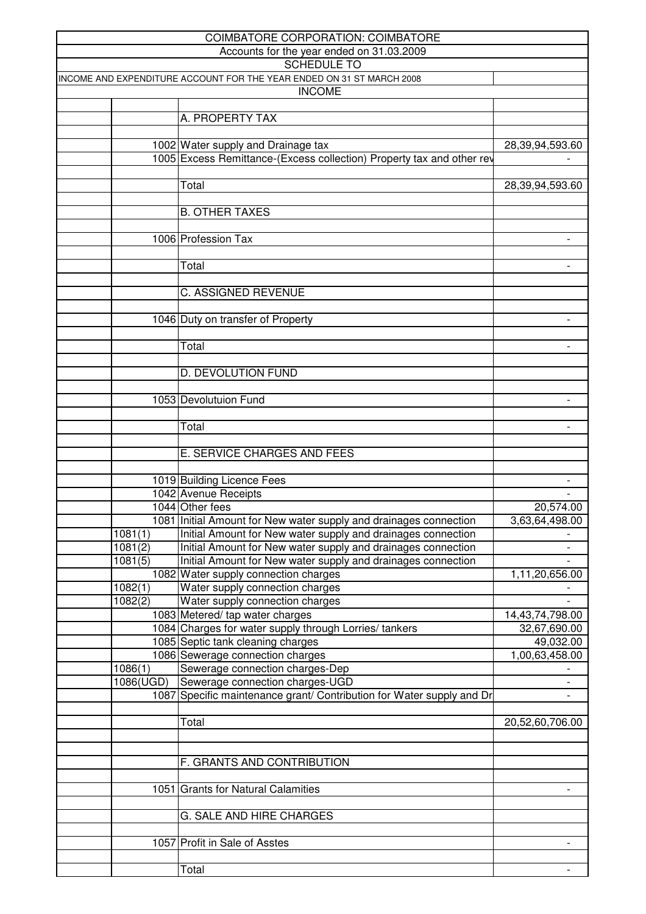| | | | |
|---|---|---|---|
| COIMBATORE CORPORATION: COIMBATORE | | | |
| Accounts for the year ended on 31.03.2009 | | | |
| SCHEDULE TO | | | |
| INCOME AND EXPENDITURE ACCOUNT FOR THE YEAR ENDED ON 31 ST MARCH 2008 | | | |
| INCOME | | | |
| | | A. PROPERTY TAX | |
| | 1002 | Water supply and Drainage tax | 28,39,94,593.60 |
| | 1005 | Excess Remittance-(Excess collection) Property tax and other rev | - |
| | | Total | 28,39,94,593.60 |
| | | B. OTHER TAXES | |
| | 1006 | Profession Tax | - |
| | | Total | - |
| | | C. ASSIGNED REVENUE | |
| | 1046 | Duty on transfer of Property | - |
| | | Total | - |
| | | D. DEVOLUTION FUND | |
| | 1053 | Devolutuion Fund | - |
| | | Total | - |
| | | E. SERVICE CHARGES AND FEES | |
| | 1019 | Building Licence Fees | - |
| | 1042 | Avenue Receipts | - |
| | 1044 | Other fees | 20,574.00 |
| | 1081 | Initial Amount for New water supply and drainages connection | 3,63,64,498.00 |
| | 1081(1) | Initial Amount for New water supply and drainages connection | - |
| | 1081(2) | Initial Amount for New water supply and drainages connection | - |
| | 1081(5) | Initial Amount for New water supply and drainages connection | - |
| | 1082 | Water supply connection charges | 1,11,20,656.00 |
| | 1082(1) | Water supply connection charges | - |
| | 1082(2) | Water supply connection charges | - |
| | 1083 | Metered/ tap water charges | 14,43,74,798.00 |
| | 1084 | Charges for water supply through Lorries/ tankers | 32,67,690.00 |
| | 1085 | Septic tank cleaning charges | 49,032.00 |
| | 1086 | Sewerage connection charges | 1,00,63,458.00 |
| | 1086(1) | Sewerage connection charges-Dep | - |
| | 1086(UGD) | Sewerage connection charges-UGD | - |
| | 1087 | Specific maintenance grant/ Contribution for Water supply and Dr | - |
| | | Total | 20,52,60,706.00 |
| | | F. GRANTS AND CONTRIBUTION | |
| | 1051 | Grants for Natural Calamities | - |
| | | G. SALE AND HIRE CHARGES | |
| | 1057 | Profit in Sale of Asstes | - |
| | | Total | - |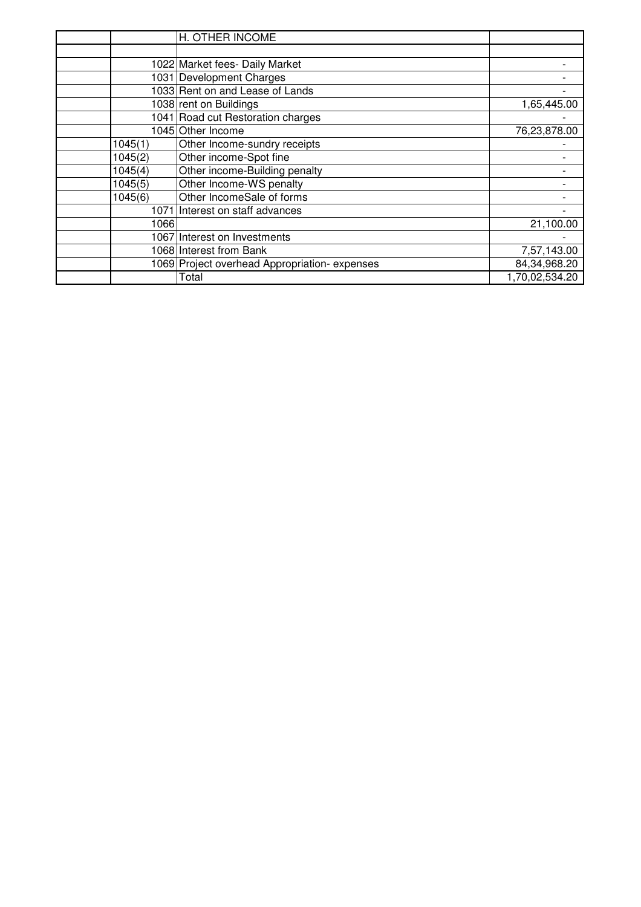| | | | |
|---|---|---|---|
| | | H. OTHER INCOME | |
| | | | |
| | 1022 | Market fees- Daily Market | - |
| | 1031 | Development Charges | - |
| | 1033 | Rent on and Lease of Lands | - |
| | 1038 | rent on Buildings | 1,65,445.00 |
| | 1041 | Road cut Restoration charges | - |
| | 1045 | Other Income | 76,23,878.00 |
| | 1045(1) | Other Income-sundry receipts | - |
| | 1045(2) | Other income-Spot fine | - |
| | 1045(4) | Other income-Building penalty | - |
| | 1045(5) | Other Income-WS penalty | - |
| | 1045(6) | Other IncomeSale of forms | - |
| | 1071 | Interest on staff advances | - |
| | 1066 | | 21,100.00 |
| | 1067 | Interest on Investments | - |
| | 1068 | Interest from Bank | 7,57,143.00 |
| | 1069 | Project overhead Appropriation- expenses | 84,34,968.20 |
| | | Total | 1,70,02,534.20 |